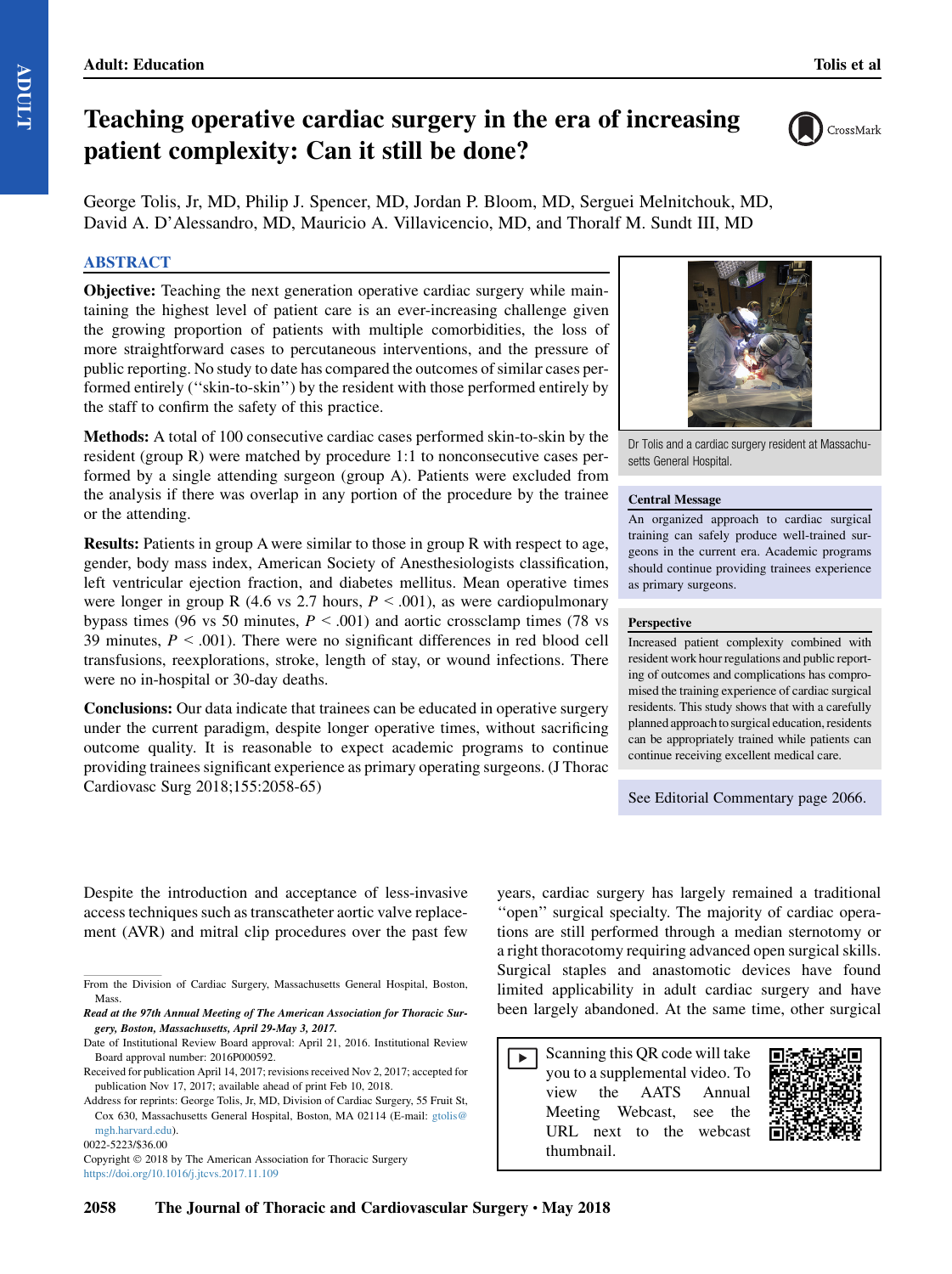# Teaching operative cardiac surgery in the era of increasing patient complexity: Can it still be done?

George Tolis, Jr, MD, Philip J. Spencer, MD, Jordan P. Bloom, MD, Serguei Melnitchouk, MD, David A. D'Alessandro, MD, Mauricio A. Villavicencio, MD, and Thoralf M. Sundt III, MD

## ABSTRACT

**Objective:** Teaching the next generation operative cardiac surgery while maintaining the highest level of patient care is an ever-increasing challenge given the growing proportion of patients with multiple comorbidities, the loss of more straightforward cases to percutaneous interventions, and the pressure of public reporting. No study to date has compared the outcomes of similar cases performed entirely ("skin-to-skin") by the resident with those performed entirely by the staff to confirm the safety of this practice.

**Methods:** A total of 100 consecutive cardiac cases performed skin-to-skin by the resident (group R) were matched by procedure 1:1 to nonconsecutive cases performed by a single attending surgeon (group A). Patients were excluded from the analysis if there was overlap in any portion of the procedure by the trainee or the attending.

**Results:** Patients in group A were similar to those in group R with respect to age, gender, body mass index, American Society of Anesthesiologists classification, left ventricular ejection fraction, and diabetes mellitus. Mean operative times were longer in group R (4.6 vs 2.7 hours, $P < .001$), as were cardiopulmonary bypass times (96 vs 50 minutes, $P < .001$) and aortic crossclamp times (78 vs 39 minutes, $P < .001$). There were no significant differences in red blood cell transfusions, reexplorations, stroke, length of stay, or wound infections. There were no in-hospital or 30-day deaths.

**Conclusions:** Our data indicate that trainees can be educated in operative surgery under the current paradigm, despite longer operative times, without sacrificing outcome quality. It is reasonable to expect academic programs to continue providing trainees significant experience as primary operating surgeons. (J Thorac Cardiovasc Surg 2018;155:2058-65)

Dr Tolis and a cardiac surgery resident at Massachusetts General Hospital.

**Central Message**

An organized approach to cardiac surgical training can safely produce well-trained surgeons in the current era. Academic programs should continue providing trainees experience as primary surgeons.

**Perspective**

Increased patient complexity combined with resident work hour regulations and public reporting of outcomes and complications has compromised the training experience of cardiac surgical residents. This study shows that with a carefully planned approach to surgical education, residents can be appropriately trained while patients can continue receiving excellent medical care.

See Editorial Commentary page 2066.

Despite the introduction and acceptance of less-invasive access techniques such as transcatheter aortic valve replacement (AVR) and mitral clip procedures over the past few years, cardiac surgery has largely remained a traditional "open" surgical specialty. The majority of cardiac operations are still performed through a median sternotomy or a right thoracotomy requiring advanced open surgical skills. Surgical staples and anastomotic devices have found limited applicability in adult cardiac surgery and have been largely abandoned. At the same time, other surgical

Scanning this QR code will take you to a supplemental video. To view the AATS Annual Meeting Webcast, see the URL next to the webcast thumbnail.

---

From the Division of Cardiac Surgery, Massachusetts General Hospital, Boston, Mass.

*Read at the 97th Annual Meeting of The American Association for Thoracic Surgery, Boston, Massachusetts, April 29-May 3, 2017.*

Date of Institutional Review Board approval: April 21, 2016. Institutional Review Board approval number: 2016P000592.

Received for publication April 14, 2017; revisions received Nov 2, 2017; accepted for publication Nov 17, 2017; available ahead of print Feb 10, 2018.

Address for reprints: George Tolis, Jr, MD, Division of Cardiac Surgery, 55 Fruit St, Cox 630, Massachusetts General Hospital, Boston, MA 02114 (E-mail: gtolis@mgh.harvard.edu).

0022-5223/$36.00

Copyright © 2018 by The American Association for Thoracic Surgery

https://doi.org/10.1016/j.jtcvs.2017.11.109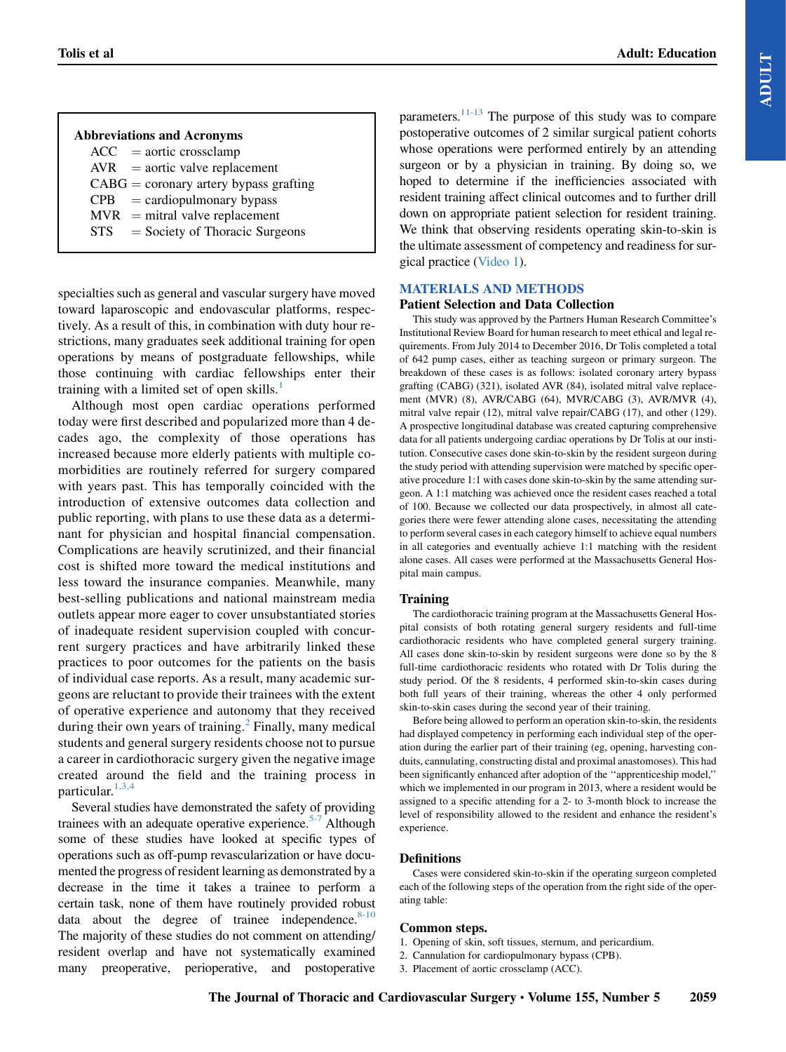| Abbreviations and Acronyms | |
|---|---|
| ACC | = aortic crossclamp |
| AVR | = aortic valve replacement |
| CABG | = coronary artery bypass grafting |
| CPB | = cardiopulmonary bypass |
| MVR | = mitral valve replacement |
| STS | = Society of Thoracic Surgeons |

specialties such as general and vascular surgery have moved toward laparoscopic and endovascular platforms, respectively. As a result of this, in combination with duty hour restrictions, many graduates seek additional training for open operations by means of postgraduate fellowships, while those continuing with cardiac fellowships enter their training with a limited set of open skills.[1]

Although most open cardiac operations performed today were first described and popularized more than 4 decades ago, the complexity of those operations has increased because more elderly patients with multiple comorbidities are routinely referred for surgery compared with years past. This has temporally coincided with the introduction of extensive outcomes data collection and public reporting, with plans to use these data as a determinant for physician and hospital financial compensation. Complications are heavily scrutinized, and their financial cost is shifted more toward the medical institutions and less toward the insurance companies. Meanwhile, many best-selling publications and national mainstream media outlets appear more eager to cover unsubstantiated stories of inadequate resident supervision coupled with concurrent surgery practices and have arbitrarily linked these practices to poor outcomes for the patients on the basis of individual case reports. As a result, many academic surgeons are reluctant to provide their trainees with the extent of operative experience and autonomy that they received during their own years of training.[2] Finally, many medical students and general surgery residents choose not to pursue a career in cardiothoracic surgery given the negative image created around the field and the training process in particular.[1,3,4]

Several studies have demonstrated the safety of providing trainees with an adequate operative experience.[5-7] Although some of these studies have looked at specific types of operations such as off-pump revascularization or have documented the progress of resident learning as demonstrated by a decrease in the time it takes a trainee to perform a certain task, none of them have routinely provided robust data about the degree of trainee independence.[8-10] The majority of these studies do not comment on attending/resident overlap and have not systematically examined many preoperative, perioperative, and postoperative parameters.[11-13] The purpose of this study was to compare postoperative outcomes of 2 similar surgical patient cohorts whose operations were performed entirely by an attending surgeon or by a physician in training. By doing so, we hoped to determine if the inefficiencies associated with resident training affect clinical outcomes and to further drill down on appropriate patient selection for resident training. We think that observing residents operating skin-to-skin is the ultimate assessment of competency and readiness for surgical practice (Video 1).

## MATERIALS AND METHODS

### Patient Selection and Data Collection

This study was approved by the Partners Human Research Committee's Institutional Review Board for human research to meet ethical and legal requirements. From July 2014 to December 2016, Dr Tolis completed a total of 642 pump cases, either as teaching surgeon or primary surgeon. The breakdown of these cases is as follows: isolated coronary artery bypass grafting (CABG) (321), isolated AVR (84), isolated mitral valve replacement (MVR) (8), AVR/CABG (64), MVR/CABG (3), AVR/MVR (4), mitral valve repair (12), mitral valve repair/CABG (17), and other (129). A prospective longitudinal database was created capturing comprehensive data for all patients undergoing cardiac operations by Dr Tolis at our institution. Consecutive cases done skin-to-skin by the resident surgeon during the study period with attending supervision were matched by specific operative procedure 1:1 with cases done skin-to-skin by the same attending surgeon. A 1:1 matching was achieved once the resident cases reached a total of 100. Because we collected our data prospectively, in almost all categories there were fewer attending alone cases, necessitating the attending to perform several cases in each category himself to achieve equal numbers in all categories and eventually achieve 1:1 matching with the resident alone cases. All cases were performed at the Massachusetts General Hospital main campus.

### Training

The cardiothoracic training program at the Massachusetts General Hospital consists of both rotating general surgery residents and full-time cardiothoracic residents who have completed general surgery training. All cases done skin-to-skin by resident surgeons were done so by the 8 full-time cardiothoracic residents who rotated with Dr Tolis during the study period. Of the 8 residents, 4 performed skin-to-skin cases during both full years of their training, whereas the other 4 only performed skin-to-skin cases during the second year of their training.

Before being allowed to perform an operation skin-to-skin, the residents had displayed competency in performing each individual step of the operation during the earlier part of their training (eg, opening, harvesting conduits, cannulating, constructing distal and proximal anastomoses). This had been significantly enhanced after adoption of the "apprenticeship model," which we implemented in our program in 2013, where a resident would be assigned to a specific attending for a 2- to 3-month block to increase the level of responsibility allowed to the resident and enhance the resident's experience.

### Definitions

Cases were considered skin-to-skin if the operating surgeon completed each of the following steps of the operation from the right side of the operating table:

#### Common steps.

1. Opening of skin, soft tissues, sternum, and pericardium.
2. Cannulation for cardiopulmonary bypass (CPB).
3. Placement of aortic crossclamp (ACC).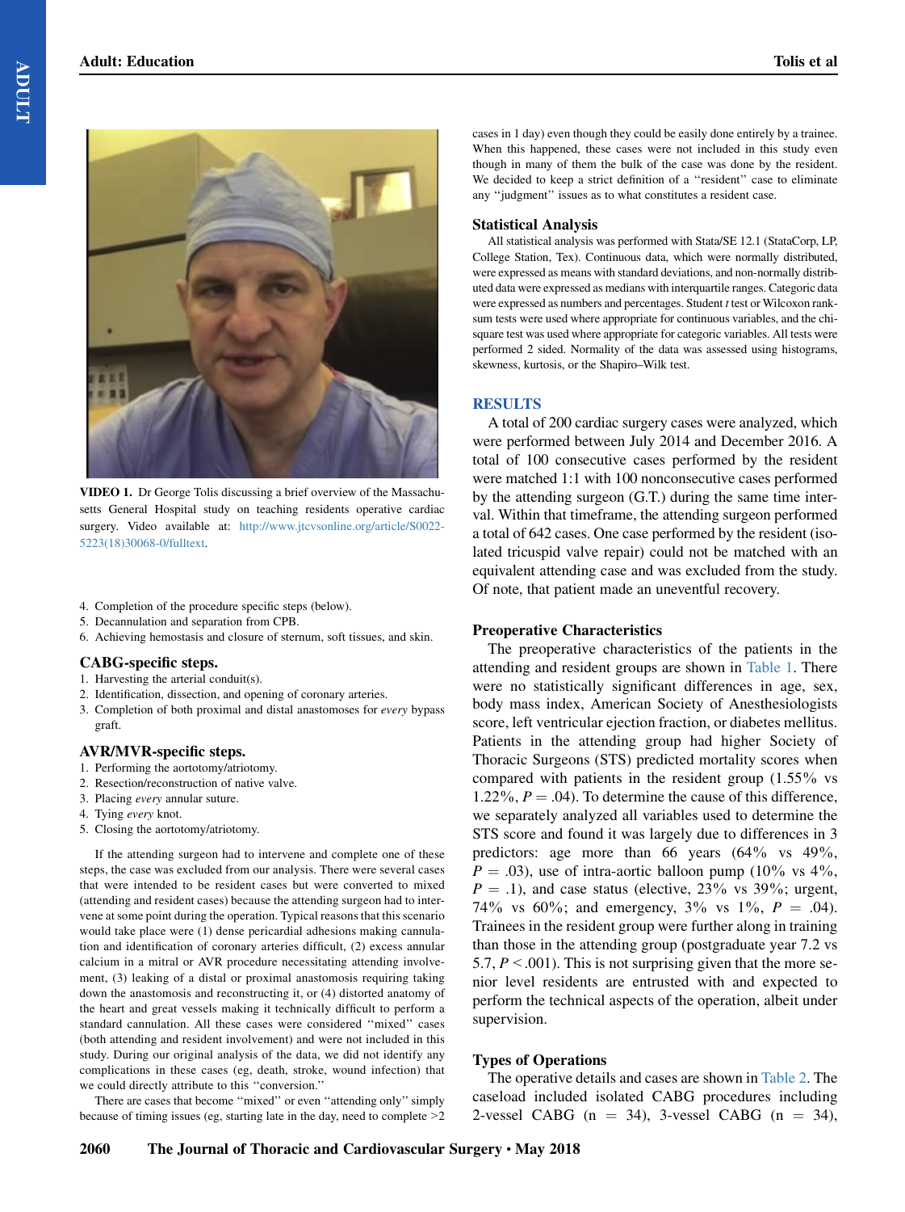VIDEO 1. Dr George Tolis discussing a brief overview of the Massachusetts General Hospital study on teaching residents operative cardiac surgery. Video available at: http://www.jtcvsonline.org/article/S0022-5223(18)30068-0/fulltext.

4. Completion of the procedure specific steps (below).
5. Decannulation and separation from CPB.
6. Achieving hemostasis and closure of sternum, soft tissues, and skin.

### CABG-specific steps.

1. Harvesting the arterial conduit(s).
2. Identification, dissection, and opening of coronary arteries.
3. Completion of both proximal and distal anastomoses for *every* bypass graft.

### AVR/MVR-specific steps.

1. Performing the aortotomy/atriotomy.
2. Resection/reconstruction of native valve.
3. Placing *every* annular suture.
4. Tying *every* knot.
5. Closing the aortotomy/atriotomy.

If the attending surgeon had to intervene and complete one of these steps, the case was excluded from our analysis. There were several cases that were intended to be resident cases but were converted to mixed (attending and resident cases) because the attending surgeon had to intervene at some point during the operation. Typical reasons that this scenario would take place were (1) dense pericardial adhesions making cannulation and identification of coronary arteries difficult, (2) excess annular calcium in a mitral or AVR procedure necessitating attending involvement, (3) leaking of a distal or proximal anastomosis requiring taking down the anastomosis and reconstructing it, or (4) distorted anatomy of the heart and great vessels making it technically difficult to perform a standard cannulation. All these cases were considered "mixed" cases (both attending and resident involvement) and were not included in this study. During our original analysis of the data, we did not identify any complications in these cases (eg, death, stroke, wound infection) that we could directly attribute to this "conversion."

There are cases that become "mixed" or even "attending only" simply because of timing issues (eg, starting late in the day, need to complete >2 cases in 1 day) even though they could be easily done entirely by a trainee. When this happened, these cases were not included in this study even though in many of them the bulk of the case was done by the resident. We decided to keep a strict definition of a "resident" case to eliminate any "judgment" issues as to what constitutes a resident case.

### Statistical Analysis

All statistical analysis was performed with Stata/SE 12.1 (StataCorp, LP, College Station, Tex). Continuous data, which were normally distributed, were expressed as means with standard deviations, and non-normally distributed data were expressed as medians with interquartile ranges. Categoric data were expressed as numbers and percentages. Student *t* test or Wilcoxon rank-sum tests were used where appropriate for continuous variables, and the chi-square test was used where appropriate for categoric variables. All tests were performed 2 sided. Normality of the data was assessed using histograms, skewness, kurtosis, or the Shapiro–Wilk test.

## RESULTS

A total of 200 cardiac surgery cases were analyzed, which were performed between July 2014 and December 2016. A total of 100 consecutive cases performed by the resident were matched 1:1 with 100 nonconsecutive cases performed by the attending surgeon (G.T.) during the same time interval. Within that timeframe, the attending surgeon performed a total of 642 cases. One case performed by the resident (isolated tricuspid valve repair) could not be matched with an equivalent attending case and was excluded from the study. Of note, that patient made an uneventful recovery.

### Preoperative Characteristics

The preoperative characteristics of the patients in the attending and resident groups are shown in Table 1. There were no statistically significant differences in age, sex, body mass index, American Society of Anesthesiologists score, left ventricular ejection fraction, or diabetes mellitus. Patients in the attending group had higher Society of Thoracic Surgeons (STS) predicted mortality scores when compared with patients in the resident group (1.55% vs 1.22%, $P = .04$). To determine the cause of this difference, we separately analyzed all variables used to determine the STS score and found it was largely due to differences in 3 predictors: age more than 66 years (64% vs 49%, $P = .03$), use of intra-aortic balloon pump (10% vs 4%, $P = .1$), and case status (elective, 23% vs 39%; urgent, 74% vs 60%; and emergency, 3% vs 1%, $P = .04$). Trainees in the resident group were further along in training than those in the attending group (postgraduate year 7.2 vs 5.7, $P < .001$). This is not surprising given that the more senior level residents are entrusted with and expected to perform the technical aspects of the operation, albeit under supervision.

### Types of Operations

The operative details and cases are shown in Table 2. The caseload included isolated CABG procedures including 2-vessel CABG (n = 34), 3-vessel CABG (n = 34),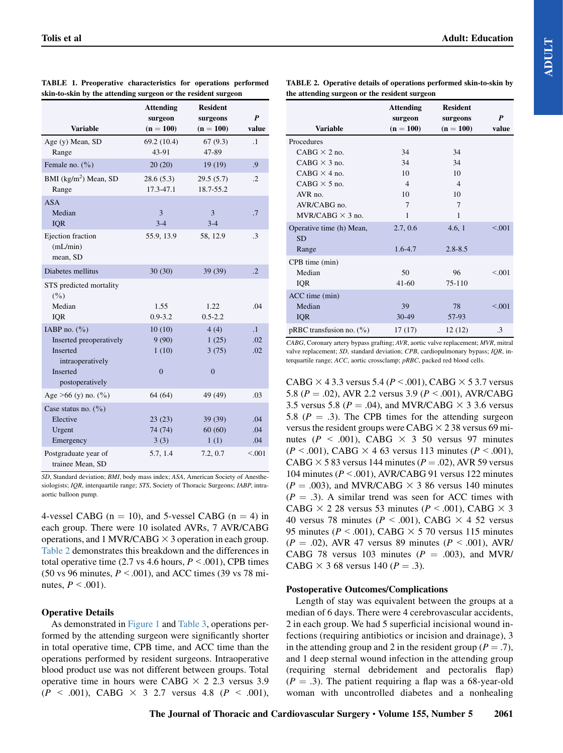**TABLE 1. Preoperative characteristics for operations performed skin-to-skin by the attending surgeon or the resident surgeon**

| Variable | Attending surgeon (n = 100) | Resident surgeons (n = 100) | *P* value |
|---|---|---|---|
| Age (y) Mean, SD | 69.2 (10.4) | 67 (9.3) | .1 |
| Range | 43-91 | 47-89 | |
| Female no. (%) | 20 (20) | 19 (19) | .9 |
| BMI (kg/m$^2$) Mean, SD | 28.6 (5.3) | 29.5 (5.7) | .2 |
| Range | 17.3-47.1 | 18.7-55.2 | |
| ASA | | | |
| Median | 3 | 3 | .7 |
| IQR | 3-4 | 3-4 | |
| Ejection fraction (mL/min) mean, SD | 55.9, 13.9 | 58, 12.9 | .3 |
| Diabetes mellitus | 30 (30) | 39 (39) | .2 |
| STS predicted mortality (%) | | | |
| Median | 1.55 | 1.22 | .04 |
| IQR | 0.9-3.2 | 0.5-2.2 | |
| IABP no. (%) | 10 (10) | 4 (4) | .1 |
| Inserted preoperatively | 9 (90) | 1 (25) | .02 |
| Inserted intraoperatively | 1 (10) | 3 (75) | .02 |
| Inserted postoperatively | 0 | 0 | |
| Age >66 (y) no. (%) | 64 (64) | 49 (49) | .03 |
| Case status no. (%) | | | |
| Elective | 23 (23) | 39 (39) | .04 |
| Urgent | 74 (74) | 60 (60) | .04 |
| Emergency | 3 (3) | 1 (1) | .04 |
| Postgraduate year of trainee Mean, SD | 5.7, 1.4 | 7.2, 0.7 | <.001 |

*SD*, Standard deviation; *BMI*, body mass index; *ASA*, American Society of Anesthesiologists; *IQR*, interquartile range; *STS*, Society of Thoracic Surgeons; *IABP*, intra-aortic balloon pump.

4-vessel CABG (n = 10), and 5-vessel CABG (n = 4) in each group. There were 10 isolated AVRs, 7 AVR/CABG operations, and 1 MVR/CABG × 3 operation in each group. Table 2 demonstrates this breakdown and the differences in total operative time (2.7 vs 4.6 hours, $P < .001$), CPB times (50 vs 96 minutes, $P < .001$), and ACC times (39 vs 78 minutes, $P < .001$).

### Operative Details

As demonstrated in Figure 1 and Table 3, operations performed by the attending surgeon were significantly shorter in total operative time, CPB time, and ACC time than the operations performed by resident surgeons. Intraoperative blood product use was not different between groups. Total operative time in hours were CABG × 2 2.3 versus 3.9 ($P < .001$), CABG × 3 2.7 versus 4.8 ($P < .001$), CABG × 4 3.3 versus 5.4 ($P < .001$), CABG × 5 3.7 versus 5.8 ($P = .02$), AVR 2.2 versus 3.9 ($P < .001$), AVR/CABG 3.5 versus 5.8 ($P = .04$), and MVR/CABG × 3 3.6 versus 5.8 ($P = .3$). The CPB times for the attending surgeon versus the resident groups were CABG × 2 38 versus 69 minutes ($P < .001$), CABG × 3 50 versus 97 minutes ($P < .001$), CABG × 4 63 versus 113 minutes ($P < .001$), CABG × 5 83 versus 144 minutes ($P = .02$), AVR 59 versus 104 minutes ($P < .001$), AVR/CABG 91 versus 122 minutes ($P = .003$), and MVR/CABG × 3 86 versus 140 minutes ($P = .3$). A similar trend was seen for ACC times with CABG × 2 28 versus 53 minutes ($P < .001$), CABG × 3 40 versus 78 minutes ($P < .001$), CABG × 4 52 versus 95 minutes ($P < .001$), CABG × 5 70 versus 115 minutes ($P = .02$), AVR 47 versus 89 minutes ($P < .001$), AVR/CABG 78 versus 103 minutes ($P = .003$), and MVR/CABG × 3 68 versus 140 ($P = .3$).

**TABLE 2. Operative details of operations performed skin-to-skin by the attending surgeon or the resident surgeon**

| Variable | Attending surgeon (n = 100) | Resident surgeons (n = 100) | *P* value |
|---|---|---|---|
| Procedures | | | |
| CABG × 2 no. | 34 | 34 | |
| CABG × 3 no. | 34 | 34 | |
| CABG × 4 no. | 10 | 10 | |
| CABG × 5 no. | 4 | 4 | |
| AVR no. | 10 | 10 | |
| AVR/CABG no. | 7 | 7 | |
| MVR/CABG × 3 no. | 1 | 1 | |
| Operative time (h) Mean, SD | 2.7, 0.6 | 4.6, 1 | <.001 |
| Range | 1.6-4.7 | 2.8-8.5 | |
| CPB time (min) | | | |
| Median | 50 | 96 | <.001 |
| IQR | 41-60 | 75-110 | |
| ACC time (min) | | | |
| Median | 39 | 78 | <.001 |
| IQR | 30-49 | 57-93 | |
| pRBC transfusion no. (%) | 17 (17) | 12 (12) | .3 |

*CABG*, Coronary artery bypass grafting; *AVR*, aortic valve replacement; *MVR*, mitral valve replacement; *SD*, standard deviation; *CPB*, cardiopulmonary bypass; *IQR*, interquartile range; *ACC*, aortic crossclamp; *pRBC*, packed red blood cells.

### Postoperative Outcomes/Complications

Length of stay was equivalent between the groups at a median of 6 days. There were 4 cerebrovascular accidents, 2 in each group. We had 5 superficial incisional wound infections (requiring antibiotics or incision and drainage), 3 in the attending group and 2 in the resident group ($P = .7$), and 1 deep sternal wound infection in the attending group (requiring sternal debridement and pectoralis flap) ($P = .3$). The patient requiring a flap was a 68-year-old woman with uncontrolled diabetes and a nonhealing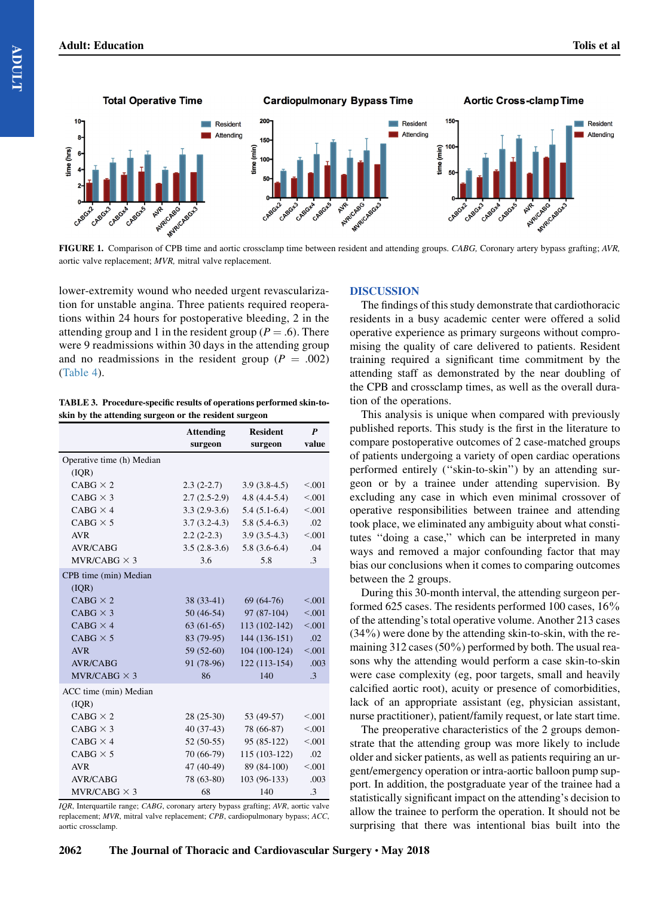FIGURE 1. Comparison of CPB time and aortic crossclamp time between resident and attending groups. *CABG,* Coronary artery bypass grafting; *AVR,* aortic valve replacement; *MVR,* mitral valve replacement.

lower-extremity wound who needed urgent revascularization for unstable angina. Three patients required reoperations within 24 hours for postoperative bleeding, 2 in the attending group and 1 in the resident group ($P = .6$). There were 9 readmissions within 30 days in the attending group and no readmissions in the resident group ($P = .002$) (Table 4).

**TABLE 3. Procedure-specific results of operations performed skin-to-skin by the attending surgeon or the resident surgeon**

| | Attending surgeon | Resident surgeon | *P* value |
|---|---|---|---|
| Operative time (h) Median (IQR) | | | |
| CABG × 2 | 2.3 (2-2.7) | 3.9 (3.8-4.5) | <.001 |
| CABG × 3 | 2.7 (2.5-2.9) | 4.8 (4.4-5.4) | <.001 |
| CABG × 4 | 3.3 (2.9-3.6) | 5.4 (5.1-6.4) | <.001 |
| CABG × 5 | 3.7 (3.2-4.3) | 5.8 (5.4-6.3) | .02 |
| AVR | 2.2 (2-2.3) | 3.9 (3.5-4.3) | <.001 |
| AVR/CABG | 3.5 (2.8-3.6) | 5.8 (3.6-6.4) | .04 |
| MVR/CABG × 3 | 3.6 | 5.8 | .3 |
| CPB time (min) Median (IQR) | | | |
| CABG × 2 | 38 (33-41) | 69 (64-76) | <.001 |
| CABG × 3 | 50 (46-54) | 97 (87-104) | <.001 |
| CABG × 4 | 63 (61-65) | 113 (102-142) | <.001 |
| CABG × 5 | 83 (79-95) | 144 (136-151) | .02 |
| AVR | 59 (52-60) | 104 (100-124) | <.001 |
| AVR/CABG | 91 (78-96) | 122 (113-154) | .003 |
| MVR/CABG × 3 | 86 | 140 | .3 |
| ACC time (min) Median (IQR) | | | |
| CABG × 2 | 28 (25-30) | 53 (49-57) | <.001 |
| CABG × 3 | 40 (37-43) | 78 (66-87) | <.001 |
| CABG × 4 | 52 (50-55) | 95 (85-122) | <.001 |
| CABG × 5 | 70 (66-79) | 115 (103-122) | .02 |
| AVR | 47 (40-49) | 89 (84-100) | <.001 |
| AVR/CABG | 78 (63-80) | 103 (96-133) | .003 |
| MVR/CABG × 3 | 68 | 140 | .3 |

*IQR,* Interquartile range; *CABG,* coronary artery bypass grafting; *AVR,* aortic valve replacement; *MVR,* mitral valve replacement; *CPB,* cardiopulmonary bypass; *ACC,* aortic crossclamp.

## DISCUSSION

The findings of this study demonstrate that cardiothoracic residents in a busy academic center were offered a solid operative experience as primary surgeons without compromising the quality of care delivered to patients. Resident training required a significant time commitment by the attending staff as demonstrated by the near doubling of the CPB and crossclamp times, as well as the overall duration of the operations.

This analysis is unique when compared with previously published reports. This study is the first in the literature to compare postoperative outcomes of 2 case-matched groups of patients undergoing a variety of open cardiac operations performed entirely (''skin-to-skin'') by an attending surgeon or by a trainee under attending supervision. By excluding any case in which even minimal crossover of operative responsibilities between trainee and attending took place, we eliminated any ambiguity about what constitutes ''doing a case,'' which can be interpreted in many ways and removed a major confounding factor that may bias our conclusions when it comes to comparing outcomes between the 2 groups.

During this 30-month interval, the attending surgeon performed 625 cases. The residents performed 100 cases, 16% of the attending's total operative volume. Another 213 cases (34%) were done by the attending skin-to-skin, with the remaining 312 cases (50%) performed by both. The usual reasons why the attending would perform a case skin-to-skin were case complexity (eg, poor targets, small and heavily calcified aortic root), acuity or presence of comorbidities, lack of an appropriate assistant (eg, physician assistant, nurse practitioner), patient/family request, or late start time.

The preoperative characteristics of the 2 groups demonstrate that the attending group was more likely to include older and sicker patients, as well as patients requiring an urgent/emergency operation or intra-aortic balloon pump support. In addition, the postgraduate year of the trainee had a statistically significant impact on the attending's decision to allow the trainee to perform the operation. It should not be surprising that there was intentional bias built into the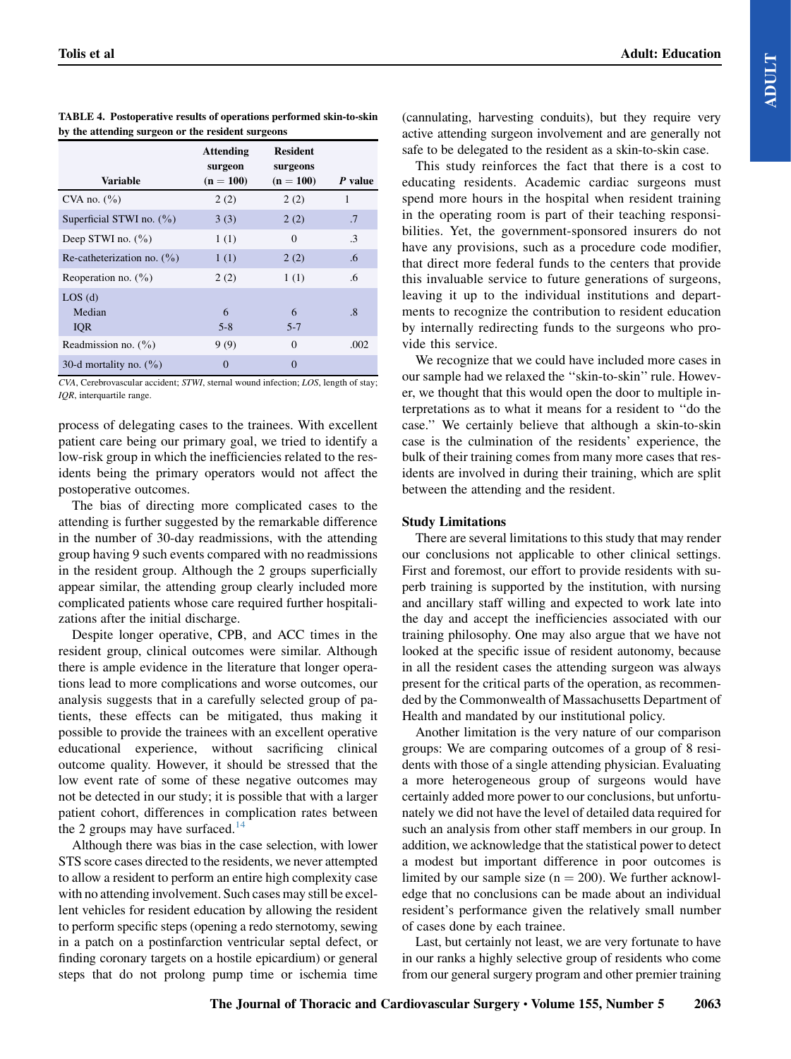**TABLE 4. Postoperative results of operations performed skin-to-skin by the attending surgeon or the resident surgeons**

| Variable | Attending surgeon (n = 100) | Resident surgeons (n = 100) | *P* value |
|---|---|---|---|
| CVA no. (%) | 2 (2) | 2 (2) | 1 |
| Superficial STWI no. (%) | 3 (3) | 2 (2) | .7 |
| Deep STWI no. (%) | 1 (1) | 0 | .3 |
| Re-catheterization no. (%) | 1 (1) | 2 (2) | .6 |
| Reoperation no. (%) | 2 (2) | 1 (1) | .6 |
| LOS (d) | | | |
| Median | 6 | 6 | .8 |
| IQR | 5-8 | 5-7 | |
| Readmission no. (%) | 9 (9) | 0 | .002 |
| 30-d mortality no. (%) | 0 | 0 | |

*CVA*, Cerebrovascular accident; *STWI*, sternal wound infection; *LOS*, length of stay; *IQR*, interquartile range.

process of delegating cases to the trainees. With excellent patient care being our primary goal, we tried to identify a low-risk group in which the inefficiencies related to the residents being the primary operators would not affect the postoperative outcomes.

The bias of directing more complicated cases to the attending is further suggested by the remarkable difference in the number of 30-day readmissions, with the attending group having 9 such events compared with no readmissions in the resident group. Although the 2 groups superficially appear similar, the attending group clearly included more complicated patients whose care required further hospitalizations after the initial discharge.

Despite longer operative, CPB, and ACC times in the resident group, clinical outcomes were similar. Although there is ample evidence in the literature that longer operations lead to more complications and worse outcomes, our analysis suggests that in a carefully selected group of patients, these effects can be mitigated, thus making it possible to provide the trainees with an excellent operative educational experience, without sacrificing clinical outcome quality. However, it should be stressed that the low event rate of some of these negative outcomes may not be detected in our study; it is possible that with a larger patient cohort, differences in complication rates between the 2 groups may have surfaced.[14]

Although there was bias in the case selection, with lower STS score cases directed to the residents, we never attempted to allow a resident to perform an entire high complexity case with no attending involvement. Such cases may still be excellent vehicles for resident education by allowing the resident to perform specific steps (opening a redo sternotomy, sewing in a patch on a postinfarction ventricular septal defect, or finding coronary targets on a hostile epicardium) or general steps that do not prolong pump time or ischemia time (cannulating, harvesting conduits), but they require very active attending surgeon involvement and are generally not safe to be delegated to the resident as a skin-to-skin case.

This study reinforces the fact that there is a cost to educating residents. Academic cardiac surgeons must spend more hours in the hospital when resident training in the operating room is part of their teaching responsibilities. Yet, the government-sponsored insurers do not have any provisions, such as a procedure code modifier, that direct more federal funds to the centers that provide this invaluable service to future generations of surgeons, leaving it up to the individual institutions and departments to recognize the contribution to resident education by internally redirecting funds to the surgeons who provide this service.

We recognize that we could have included more cases in our sample had we relaxed the "skin-to-skin" rule. However, we thought that this would open the door to multiple interpretations as to what it means for a resident to "do the case." We certainly believe that although a skin-to-skin case is the culmination of the residents' experience, the bulk of their training comes from many more cases that residents are involved in during their training, which are split between the attending and the resident.

### Study Limitations

There are several limitations to this study that may render our conclusions not applicable to other clinical settings. First and foremost, our effort to provide residents with superb training is supported by the institution, with nursing and ancillary staff willing and expected to work late into the day and accept the inefficiencies associated with our training philosophy. One may also argue that we have not looked at the specific issue of resident autonomy, because in all the resident cases the attending surgeon was always present for the critical parts of the operation, as recommended by the Commonwealth of Massachusetts Department of Health and mandated by our institutional policy.

Another limitation is the very nature of our comparison groups: We are comparing outcomes of a group of 8 residents with those of a single attending physician. Evaluating a more heterogeneous group of surgeons would have certainly added more power to our conclusions, but unfortunately we did not have the level of detailed data required for such an analysis from other staff members in our group. In addition, we acknowledge that the statistical power to detect a modest but important difference in poor outcomes is limited by our sample size (n = 200). We further acknowledge that no conclusions can be made about an individual resident's performance given the relatively small number of cases done by each trainee.

Last, but certainly not least, we are very fortunate to have in our ranks a highly selective group of residents who come from our general surgery program and other premier training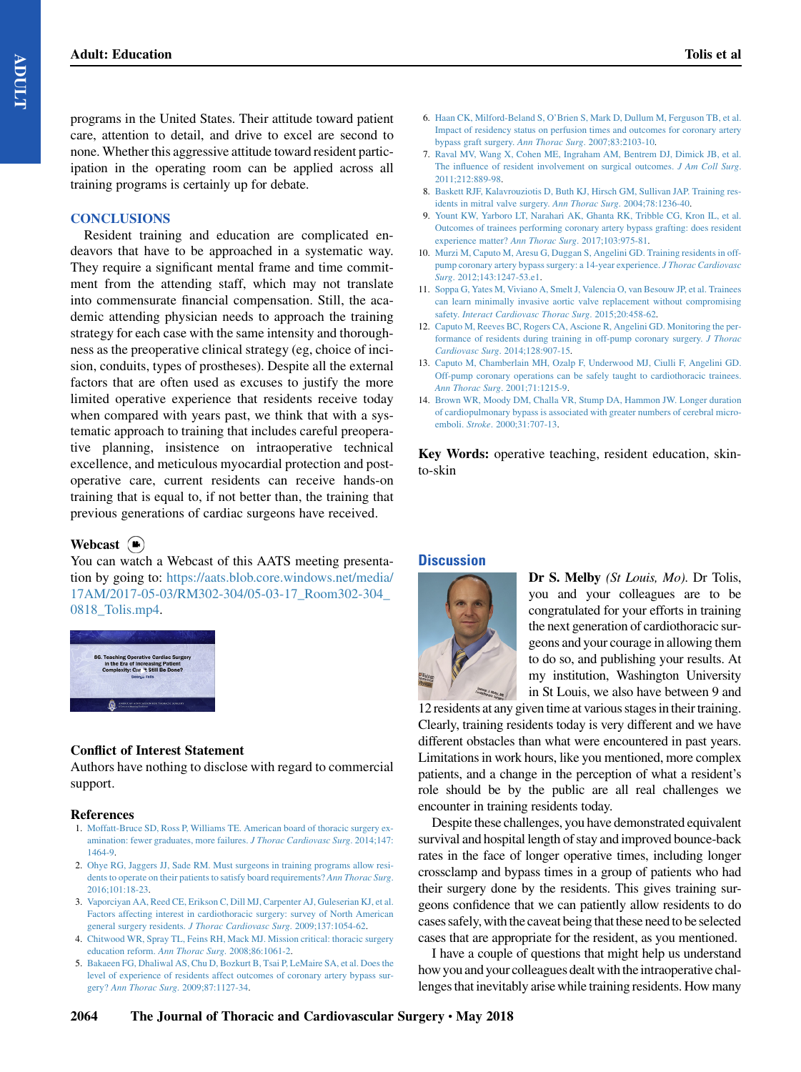programs in the United States. Their attitude toward patient care, attention to detail, and drive to excel are second to none. Whether this aggressive attitude toward resident participation in the operating room can be applied across all training programs is certainly up for debate.

## CONCLUSIONS

Resident training and education are complicated endeavors that have to be approached in a systematic way. They require a significant mental frame and time commitment from the attending staff, which may not translate into commensurate financial compensation. Still, the academic attending physician needs to approach the training strategy for each case with the same intensity and thoroughness as the preoperative clinical strategy (eg, choice of incision, conduits, types of prostheses). Despite all the external factors that are often used as excuses to justify the more limited operative experience that residents receive today when compared with years past, we think that with a systematic approach to training that includes careful preoperative planning, insistence on intraoperative technical excellence, and meticulous myocardial protection and postoperative care, current residents can receive hands-on training that is equal to, if not better than, the training that previous generations of cardiac surgeons have received.

### Webcast

You can watch a Webcast of this AATS meeting presentation by going to: https://aats.blob.core.windows.net/media/17AM/2017-05-03/RM302-304/05-03-17_Room302-304_0818_Tolis.mp4.

### Conflict of Interest Statement

Authors have nothing to disclose with regard to commercial support.

### References

1. Moffatt-Bruce SD, Ross P, Williams TE. American board of thoracic surgery examination: fewer graduates, more failures. *J Thorac Cardiovasc Surg*. 2014;147:1464-9.
2. Ohye RG, Jaggers JJ, Sade RM. Must surgeons in training programs allow residents to operate on their patients to satisfy board requirements? *Ann Thorac Surg*. 2016;101:18-23.
3. Vaporciyan AA, Reed CE, Erikson C, Dill MJ, Carpenter AJ, Guleserian KJ, et al. Factors affecting interest in cardiothoracic surgery: survey of North American general surgery residents. *J Thorac Cardiovasc Surg*. 2009;137:1054-62.
4. Chitwood WR, Spray TL, Feins RH, Mack MJ. Mission critical: thoracic surgery education reform. *Ann Thorac Surg*. 2008;86:1061-2.
5. Bakaeen FG, Dhaliwal AS, Chu D, Bozkurt B, Tsai P, LeMaire SA, et al. Does the level of experience of residents affect outcomes of coronary artery bypass surgery? *Ann Thorac Surg*. 2009;87:1127-34.
6. Haan CK, Milford-Beland S, O'Brien S, Mark D, Dullum M, Ferguson TB, et al. Impact of residency status on perfusion times and outcomes for coronary artery bypass graft surgery. *Ann Thorac Surg*. 2007;83:2103-10.
7. Raval MV, Wang X, Cohen ME, Ingraham AM, Bentrem DJ, Dimick JB, et al. The influence of resident involvement on surgical outcomes. *J Am Coll Surg*. 2011;212:889-98.
8. Baskett RJF, Kalavrouziotis D, Buth KJ, Hirsch GM, Sullivan JAP. Training residents in mitral valve surgery. *Ann Thorac Surg*. 2004;78:1236-40.
9. Yount KW, Yarboro LT, Narahari AK, Ghanta RK, Tribble CG, Kron IL, et al. Outcomes of trainees performing coronary artery bypass grafting: does resident experience matter? *Ann Thorac Surg*. 2017;103:975-81.
10. Murzi M, Caputo M, Aresu G, Duggan S, Angelini GD. Training residents in off-pump coronary artery bypass surgery: a 14-year experience. *J Thorac Cardiovasc Surg*. 2012;143:1247-53.e1.
11. Soppa G, Yates M, Viviano A, Smelt J, Valencia O, van Besouw JP, et al. Trainees can learn minimally invasive aortic valve replacement without compromising safety. *Interact Cardiovasc Thorac Surg*. 2015;20:458-62.
12. Caputo M, Reeves BC, Rogers CA, Ascione R, Angelini GD. Monitoring the performance of residents during training in off-pump coronary surgery. *J Thorac Cardiovasc Surg*. 2014;128:907-15.
13. Caputo M, Chamberlain MH, Ozalp F, Underwood MJ, Ciulli F, Angelini GD. Off-pump coronary operations can be safely taught to cardiothoracic trainees. *Ann Thorac Surg*. 2001;71:1215-9.
14. Brown WR, Moody DM, Challa VR, Stump DA, Hammon JW. Longer duration of cardiopulmonary bypass is associated with greater numbers of cerebral microemboli. *Stroke*. 2000;31:707-13.

**Key Words:** operative teaching, resident education, skin-to-skin

## Discussion

**Dr S. Melby** *(St Louis, Mo)*. Dr Tolis, you and your colleagues are to be congratulated for your efforts in training the next generation of cardiothoracic surgeons and your courage in allowing them to do so, and publishing your results. At my institution, Washington University in St Louis, we also have between 9 and 12 residents at any given time at various stages in their training. Clearly, training residents today is very different and we have different obstacles than what were encountered in past years. Limitations in work hours, like you mentioned, more complex patients, and a change in the perception of what a resident's role should be by the public are all real challenges we encounter in training residents today.

Despite these challenges, you have demonstrated equivalent survival and hospital length of stay and improved bounce-back rates in the face of longer operative times, including longer crossclamp and bypass times in a group of patients who had their surgery done by the residents. This gives training surgeons confidence that we can patiently allow residents to do cases safely, with the caveat being that these need to be selected cases that are appropriate for the resident, as you mentioned.

I have a couple of questions that might help us understand how you and your colleagues dealt with the intraoperative challenges that inevitably arise while training residents. How many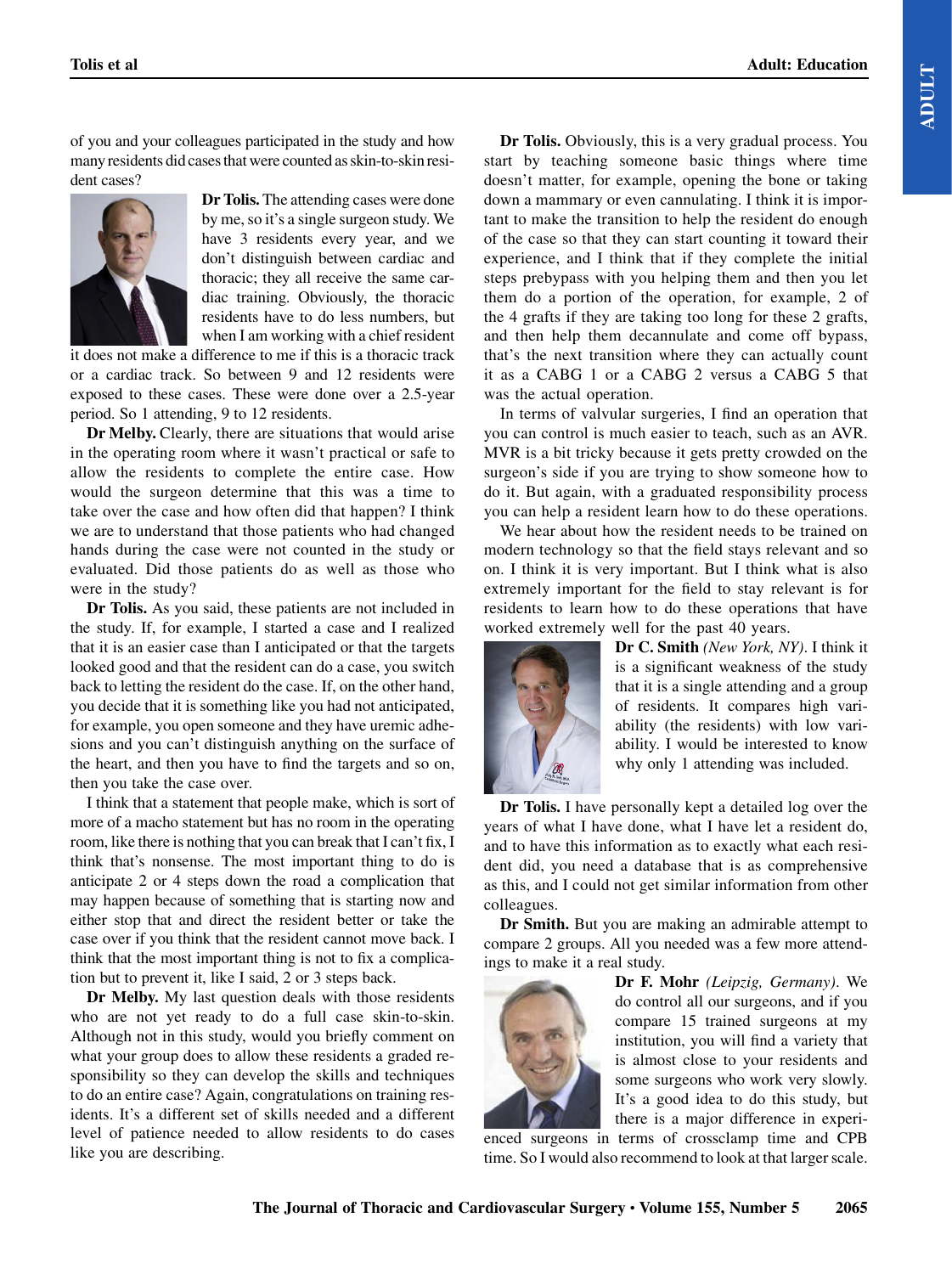of you and your colleagues participated in the study and how many residents did cases that were counted as skin-to-skin resident cases?

**Dr Tolis.** The attending cases were done by me, so it's a single surgeon study. We have 3 residents every year, and we don't distinguish between cardiac and thoracic; they all receive the same cardiac training. Obviously, the thoracic residents have to do less numbers, but when I am working with a chief resident it does not make a difference to me if this is a thoracic track or a cardiac track. So between 9 and 12 residents were exposed to these cases. These were done over a 2.5-year period. So 1 attending, 9 to 12 residents.

**Dr Melby.** Clearly, there are situations that would arise in the operating room where it wasn't practical or safe to allow the residents to complete the entire case. How would the surgeon determine that this was a time to take over the case and how often did that happen? I think we are to understand that those patients who had changed hands during the case were not counted in the study or evaluated. Did those patients do as well as those who were in the study?

**Dr Tolis.** As you said, these patients are not included in the study. If, for example, I started a case and I realized that it is an easier case than I anticipated or that the targets looked good and that the resident can do a case, you switch back to letting the resident do the case. If, on the other hand, you decide that it is something like you had not anticipated, for example, you open someone and they have uremic adhesions and you can't distinguish anything on the surface of the heart, and then you have to find the targets and so on, then you take the case over.

I think that a statement that people make, which is sort of more of a macho statement but has no room in the operating room, like there is nothing that you can break that I can't fix, I think that's nonsense. The most important thing to do is anticipate 2 or 4 steps down the road a complication that may happen because of something that is starting now and either stop that and direct the resident better or take the case over if you think that the resident cannot move back. I think that the most important thing is not to fix a complication but to prevent it, like I said, 2 or 3 steps back.

**Dr Melby.** My last question deals with those residents who are not yet ready to do a full case skin-to-skin. Although not in this study, would you briefly comment on what your group does to allow these residents a graded responsibility so they can develop the skills and techniques to do an entire case? Again, congratulations on training residents. It's a different set of skills needed and a different level of patience needed to allow residents to do cases like you are describing.

**Dr Tolis.** Obviously, this is a very gradual process. You start by teaching someone basic things where time doesn't matter, for example, opening the bone or taking down a mammary or even cannulating. I think it is important to make the transition to help the resident do enough of the case so that they can start counting it toward their experience, and I think that if they complete the initial steps prebypass with you helping them and then you let them do a portion of the operation, for example, 2 of the 4 grafts if they are taking too long for these 2 grafts, and then help them decannulate and come off bypass, that's the next transition where they can actually count it as a CABG 1 or a CABG 2 versus a CABG 5 that was the actual operation.

In terms of valvular surgeries, I find an operation that you can control is much easier to teach, such as an AVR. MVR is a bit tricky because it gets pretty crowded on the surgeon's side if you are trying to show someone how to do it. But again, with a graduated responsibility process you can help a resident learn how to do these operations.

We hear about how the resident needs to be trained on modern technology so that the field stays relevant and so on. I think it is very important. But I think what is also extremely important for the field to stay relevant is for residents to learn how to do these operations that have worked extremely well for the past 40 years.

**Dr C. Smith** *(New York, NY)*. I think it is a significant weakness of the study that it is a single attending and a group of residents. It compares high variability (the residents) with low variability. I would be interested to know why only 1 attending was included.

**Dr Tolis.** I have personally kept a detailed log over the years of what I have done, what I have let a resident do, and to have this information as to exactly what each resident did, you need a database that is as comprehensive as this, and I could not get similar information from other colleagues.

**Dr Smith.** But you are making an admirable attempt to compare 2 groups. All you needed was a few more attendings to make it a real study.

**Dr F. Mohr** *(Leipzig, Germany)*. We do control all our surgeons, and if you compare 15 trained surgeons at my institution, you will find a variety that is almost close to your residents and some surgeons who work very slowly. It's a good idea to do this study, but there is a major difference in experienced surgeons in terms of crossclamp time and CPB time. So I would also recommend to look at that larger scale.